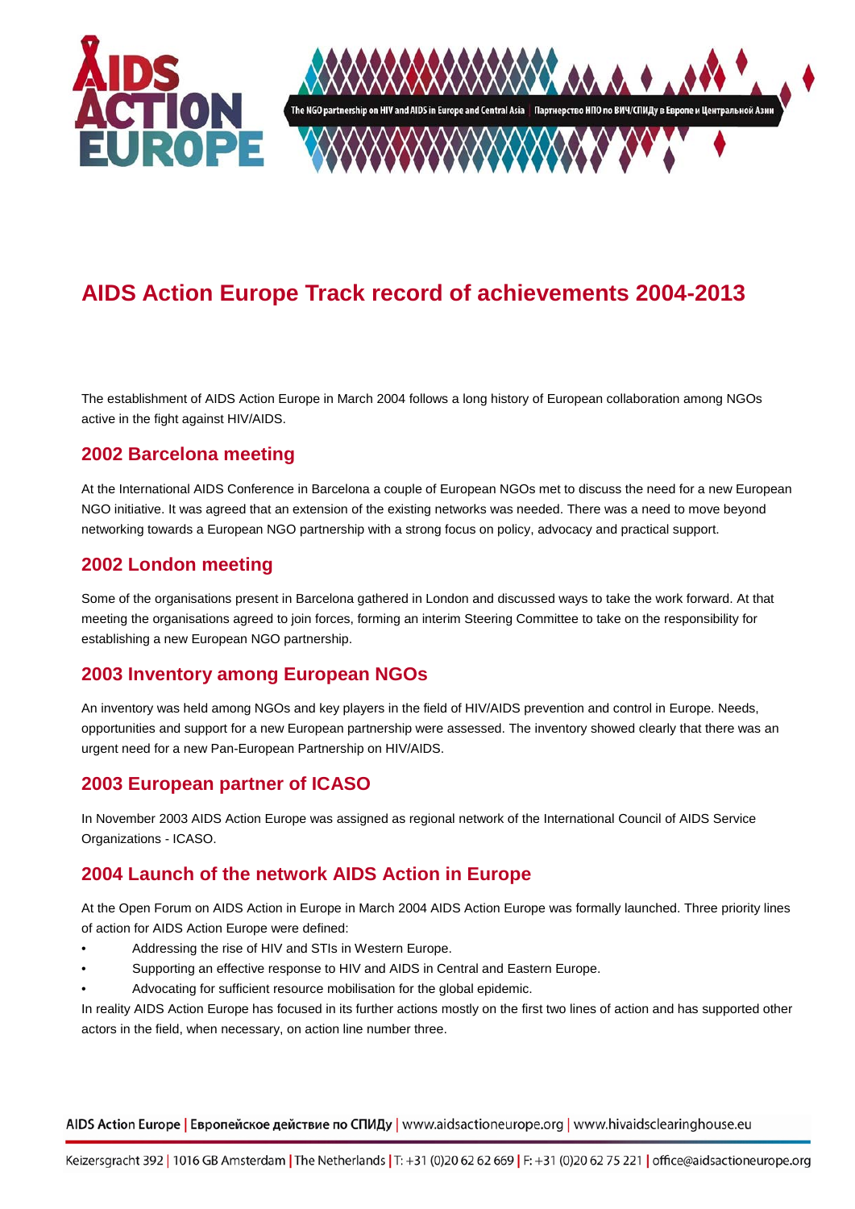# AIDS Action Europe Track record of achievements 2004-2013

The establishment of AIDS Action Europe in March 2004 follows a long history of European collaboration among NGOs active in the fight against HIV/AIDS.

## 2002 Barcelona meeting

At the International AIDS Conference in Barcelona a couple of European NGOs met to discuss the need for a new European NGO initiative. It was agreed that an extension of the existing networks was needed. There was a need to move beyond networking towards a European NGO partnership with a strong focus on policy, advocacy and practical support.

## 2002 London meeting

Some of the organisations present in Barcelona gathered in London and discussed ways to take the work forward. At that meeting the organisations agreed to join forces, forming an interim Steering Committee to take on the responsibility for establishing a new European NGO partnership.

## 2003 Inventory among European NGOs

An inventory was held among NGOs and key players in the field of HIV/AIDS prevention and control in Europe. Needs, opportunities and support for a new European partnership were assessed. The inventory showed clearly that there was an urgent need for a new Pan-European Partnership on HIV/AIDS.

## 2003 European partner of ICASO

In November 2003 AIDS Action Europe was assigned as regional network of the International Council of AIDS Service Organizations - ICASO.

## 2004 Launch of the network AIDS Action in Europe

At the Open Forum on AIDS Action in Europe in March 2004 AIDS Action Europe was formally launched. Three priority lines of action for AIDS Action Europe were defined:

- Addressing the rise of HIV and STIs in Western Europe.
- Supporting an effective response to HIV and AIDS in Central and Eastern Europe.
- Advocating for sufficient resource mobilisation for the global epidemic.

In reality AIDS Action Europe has focused in its further actions mostly on the first two lines of action and has supported other actors in the field, when necessary, on action line number three.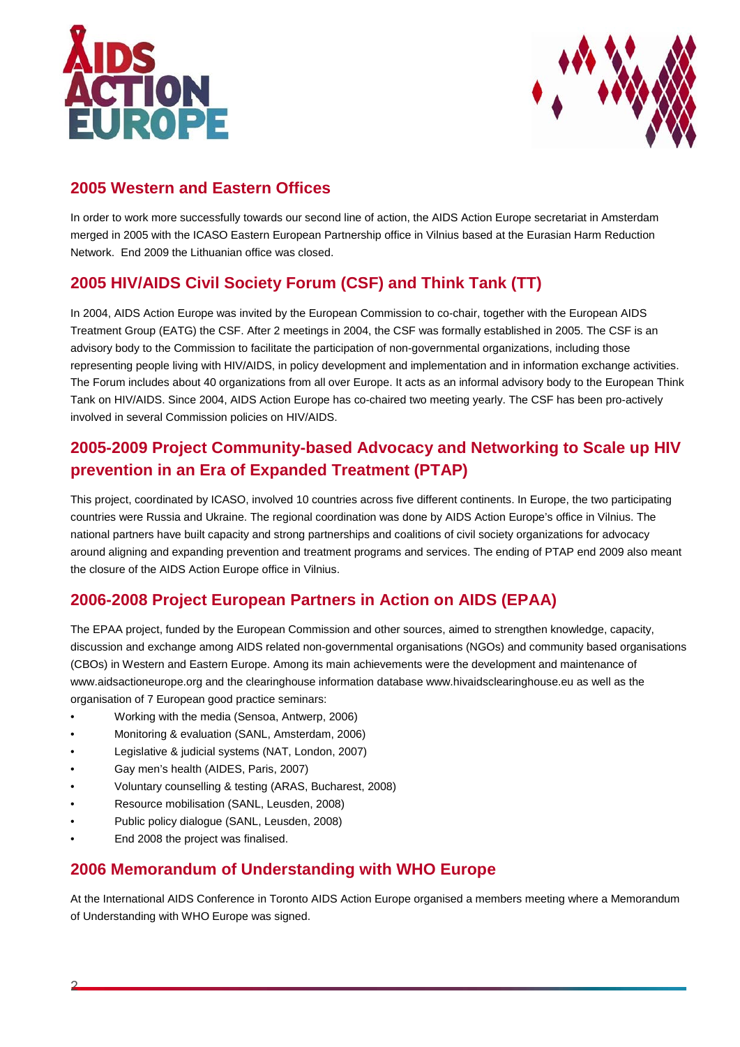## 2005 Western and Eastern Offices

In order to work more successfully towards our second line of action, the AIDS Action Europe secretariat in Amsterdam merged in 2005 with the ICASO Eastern European Partnership office in Vilnius based at the Eurasian Harm Reduction Network. End 2009 the Lithuanian office was closed.

## 2005 HIV/AIDS Civil Society Forum (CSF) and Think Tank (TT)

In 2004, AIDS Action Europe was invited by the European Commission to co-chair, together with the European AIDS Treatment Group (EATG) the CSF. After 2 meetings in 2004, the CSF was formally established in 2005. The CSF is an advisory body to the Commission to facilitate the participation of non-governmental organizations, including those representing people living with HIV/AIDS, in policy development and implementation and in information exchange activities. The Forum includes about 40 organizations from all over Europe. It acts as an informal advisory body to the European Think Tank on HIV/AIDS. Since 2004, AIDS Action Europe has co-chaired two meeting yearly. The CSF has been pro-actively involved in several Commission policies on HIV/AIDS.

## 2005-2009 Project Community-based Advocacy and Networking to Scale up HIV prevention in an Era of Expanded Treatment (PTAP)

This project, coordinated by ICASO, involved 10 countries across five different continents. In Europe, the two participating countries were Russia and Ukraine. The regional coordination was done by AIDS Action Europe's office in Vilnius. The national partners have built capacity and strong partnerships and coalitions of civil society organizations for advocacy around aligning and expanding prevention and treatment programs and services. The ending of PTAP end 2009 also meant the closure of the AIDS Action Europe office in Vilnius.

## 2006-2008 Project European Partners in Action on AIDS (EPAA)

The EPAA project, funded by the European Commission and other sources, aimed to strengthen knowledge, capacity, discussion and exchange among AIDS related non-governmental organisations (NGOs) and community based organisations (CBOs) in Western and Eastern Europe. Among its main achievements were the development and maintenance of www.aidsactioneurope.org and the clearinghouse information database www.hivaidsclearinghouse.eu as well as the organisation of 7 European good practice seminars:

- Working with the media (Sensoa, Antwerp, 2006)
- Monitoring & evaluation (SANL, Amsterdam, 2006)
- Legislative & judicial systems (NAT, London, 2007)
- Gay men's health (AIDES, Paris, 2007)
- Voluntary counselling & testing (ARAS, Bucharest, 2008)
- Resource mobilisation (SANL, Leusden, 2008)
- Public policy dialogue (SANL, Leusden, 2008)
- End 2008 the project was finalised.

## 2006 Memorandum of Understanding with WHO Europe

At the International AIDS Conference in Toronto AIDS Action Europe organised a members meeting where a Memorandum of Understanding with WHO Europe was signed.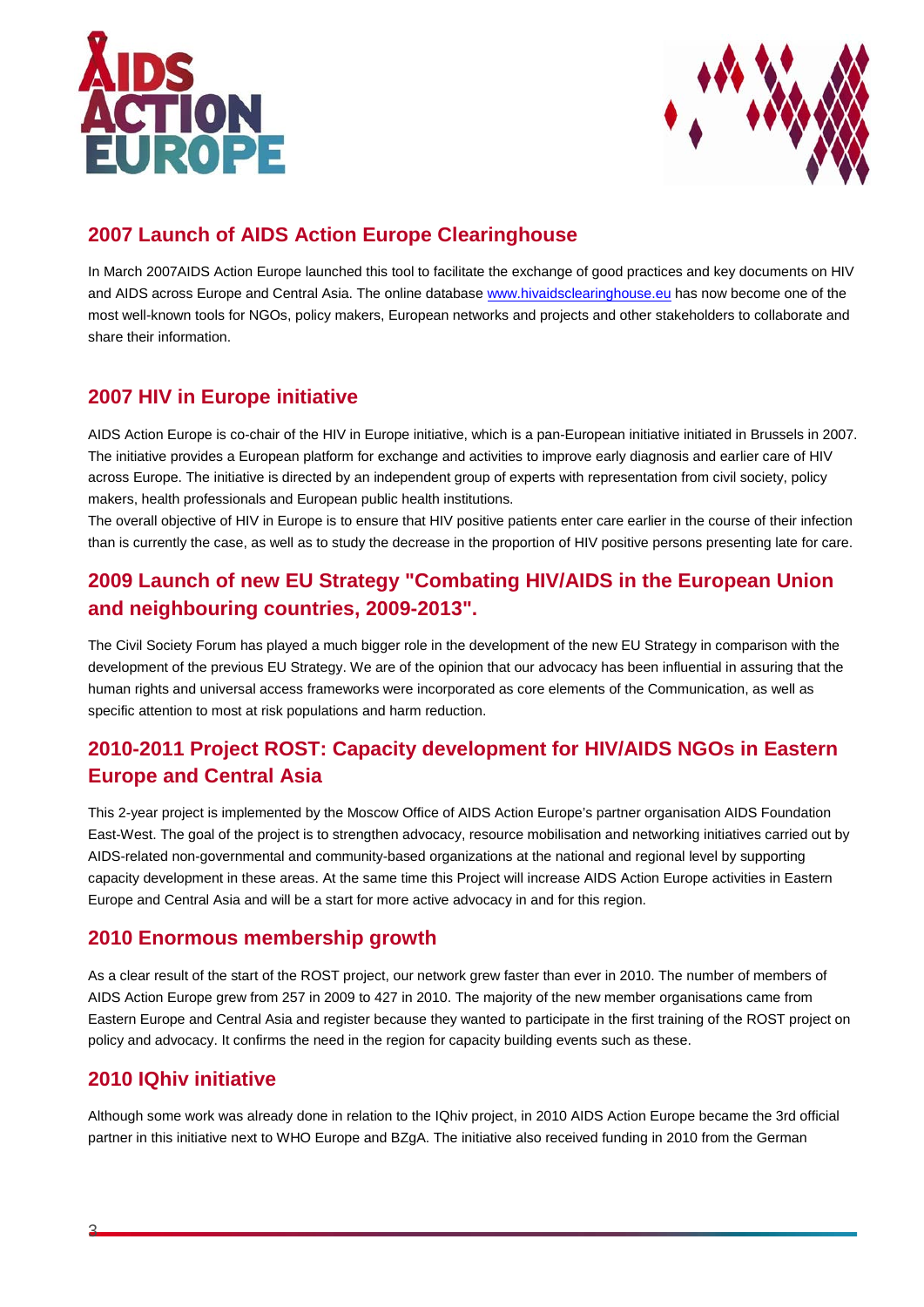## 2007 Launch of AIDS Action Europe Clearinghouse

In March 2007AIDS Action Europe launched this tool to facilitate the exchange of good practices and key documents on HIV and AIDS across Europe and Central Asia. The online database www.hivaidsclearinghouse.eu has now become one of the most well-known tools for NGOs, policy makers, European networks and projects and other stakeholders to collaborate and share their information.

## 2007 HIV in Europe initiative

AIDS Action Europe is co-chair of the HIV in Europe initiative, which is a pan-European initiative initiated in Brussels in 2007. The initiative provides a European platform for exchange and activities to improve early diagnosis and earlier care of HIV across Europe. The initiative is directed by an independent group of experts with representation from civil society, policy makers, health professionals and European public health institutions.
The overall objective of HIV in Europe is to ensure that HIV positive patients enter care earlier in the course of their infection than is currently the case, as well as to study the decrease in the proportion of HIV positive persons presenting late for care.

## 2009 Launch of new EU Strategy "Combating HIV/AIDS in the European Union and neighbouring countries, 2009-2013".

The Civil Society Forum has played a much bigger role in the development of the new EU Strategy in comparison with the development of the previous EU Strategy. We are of the opinion that our advocacy has been influential in assuring that the human rights and universal access frameworks were incorporated as core elements of the Communication, as well as specific attention to most at risk populations and harm reduction.

## 2010-2011 Project ROST: Capacity development for HIV/AIDS NGOs in Eastern Europe and Central Asia

This 2-year project is implemented by the Moscow Office of AIDS Action Europe's partner organisation AIDS Foundation East-West. The goal of the project is to strengthen advocacy, resource mobilisation and networking initiatives carried out by AIDS-related non-governmental and community-based organizations at the national and regional level by supporting capacity development in these areas. At the same time this Project will increase AIDS Action Europe activities in Eastern Europe and Central Asia and will be a start for more active advocacy in and for this region.

## 2010 Enormous membership growth

As a clear result of the start of the ROST project, our network grew faster than ever in 2010. The number of members of AIDS Action Europe grew from 257 in 2009 to 427 in 2010. The majority of the new member organisations came from Eastern Europe and Central Asia and register because they wanted to participate in the first training of the ROST project on policy and advocacy. It confirms the need in the region for capacity building events such as these.

## 2010 IQhiv initiative

Although some work was already done in relation to the IQhiv project, in 2010 AIDS Action Europe became the 3rd official partner in this initiative next to WHO Europe and BZgA. The initiative also received funding in 2010 from the German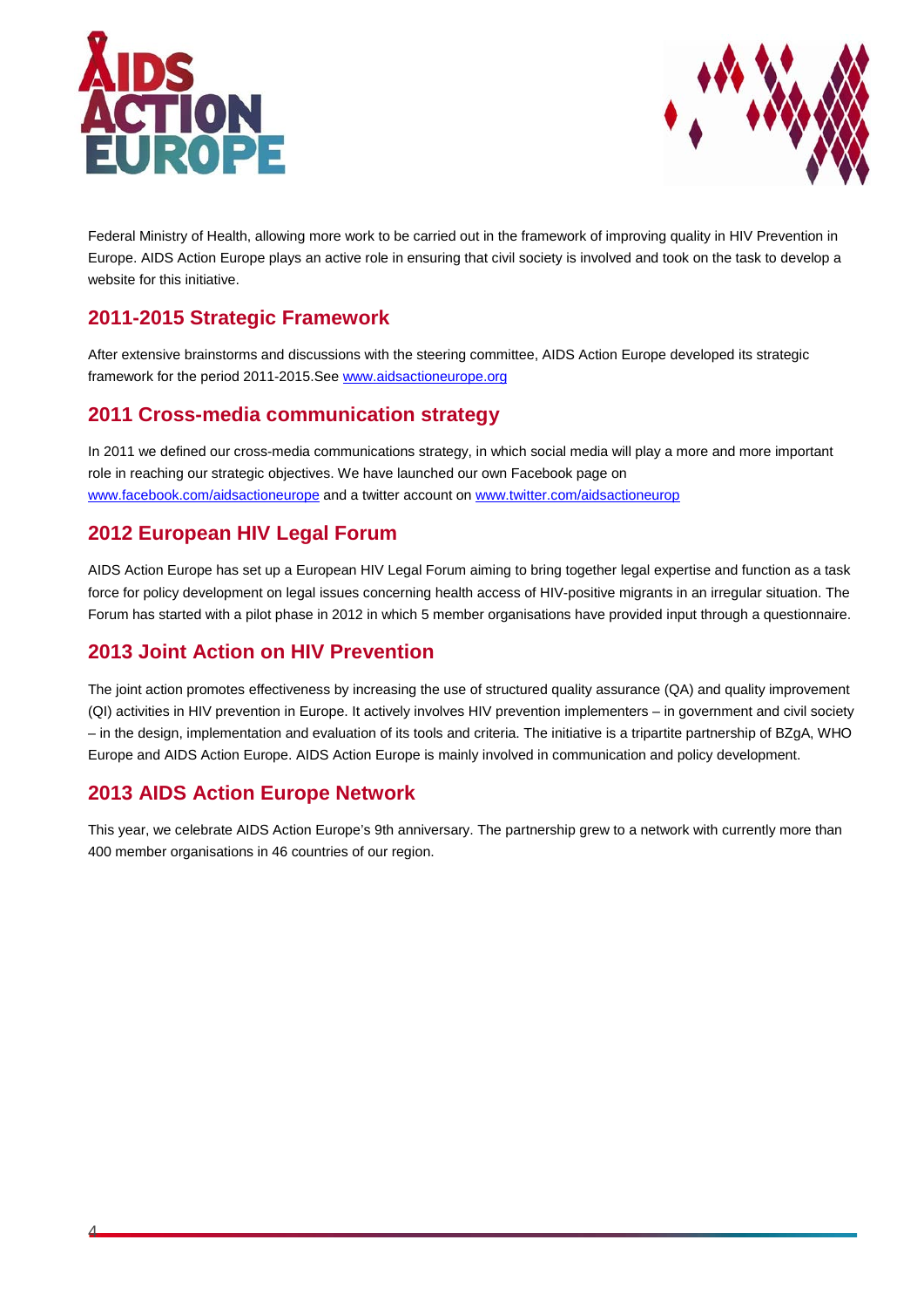Federal Ministry of Health, allowing more work to be carried out in the framework of improving quality in HIV Prevention in Europe. AIDS Action Europe plays an active role in ensuring that civil society is involved and took on the task to develop a website for this initiative.

## 2011-2015 Strategic Framework

After extensive brainstorms and discussions with the steering committee, AIDS Action Europe developed its strategic framework for the period 2011-2015.See www.aidsactioneurope.org

## 2011 Cross-media communication strategy

In 2011 we defined our cross-media communications strategy, in which social media will play a more and more important role in reaching our strategic objectives. We have launched our own Facebook page on www.facebook.com/aidsactioneurope and a twitter account on www.twitter.com/aidsactioneurop

## 2012 European HIV Legal Forum

AIDS Action Europe has set up a European HIV Legal Forum aiming to bring together legal expertise and function as a task force for policy development on legal issues concerning health access of HIV-positive migrants in an irregular situation. The Forum has started with a pilot phase in 2012 in which 5 member organisations have provided input through a questionnaire.

## 2013 Joint Action on HIV Prevention

The joint action promotes effectiveness by increasing the use of structured quality assurance (QA) and quality improvement (QI) activities in HIV prevention in Europe. It actively involves HIV prevention implementers – in government and civil society – in the design, implementation and evaluation of its tools and criteria. The initiative is a tripartite partnership of BZgA, WHO Europe and AIDS Action Europe. AIDS Action Europe is mainly involved in communication and policy development.

## 2013 AIDS Action Europe Network

This year, we celebrate AIDS Action Europe's 9th anniversary. The partnership grew to a network with currently more than 400 member organisations in 46 countries of our region.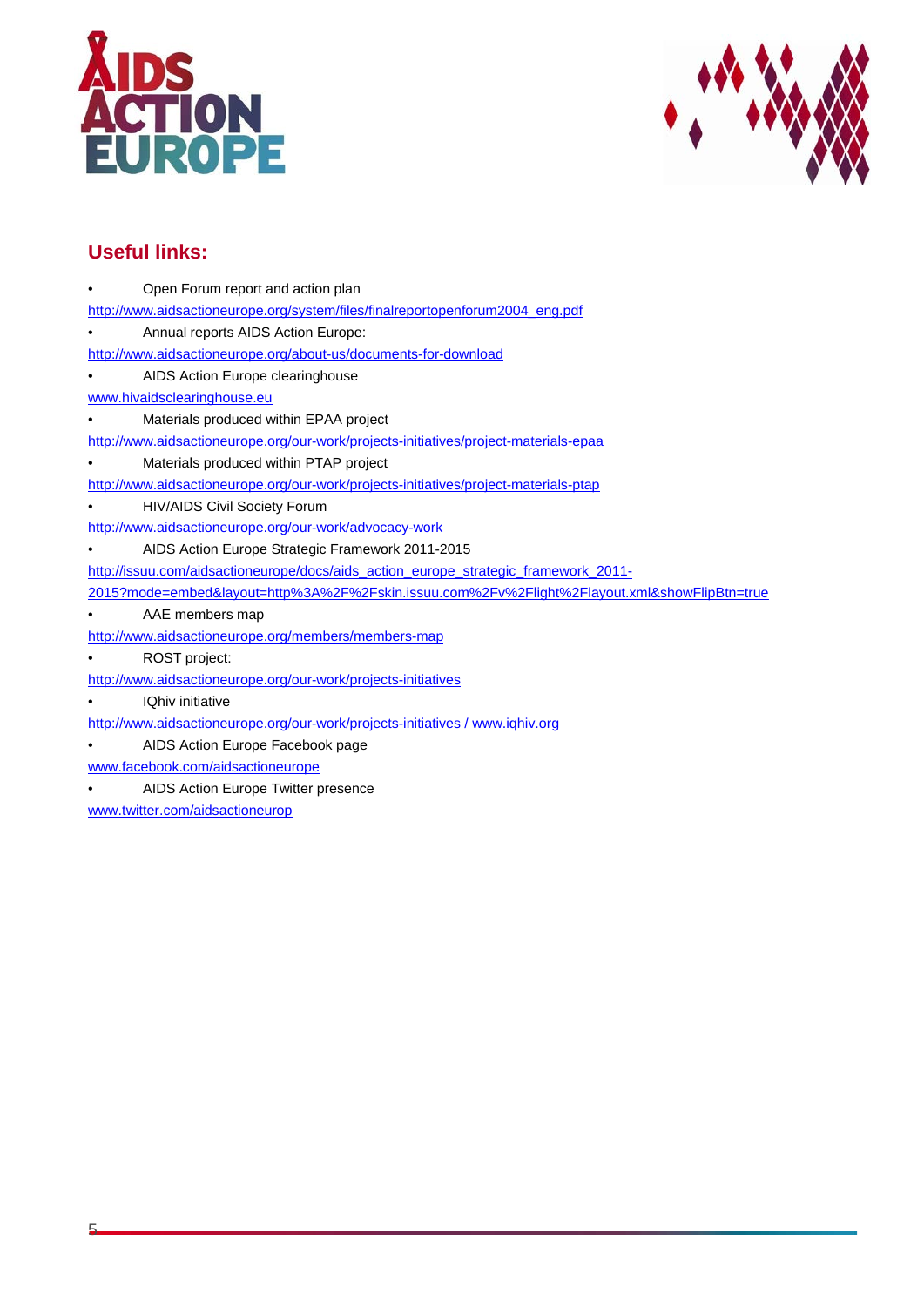## Useful links:

- Open Forum report and action plan

http://www.aidsactioneurope.org/system/files/finalreportopenforum2004_eng.pdf

- Annual reports AIDS Action Europe:

http://www.aidsactioneurope.org/about-us/documents-for-download

- AIDS Action Europe clearinghouse

www.hivaidsclearinghouse.eu

- Materials produced within EPAA project

http://www.aidsactioneurope.org/our-work/projects-initiatives/project-materials-epaa

- Materials produced within PTAP project

http://www.aidsactioneurope.org/our-work/projects-initiatives/project-materials-ptap

- HIV/AIDS Civil Society Forum

http://www.aidsactioneurope.org/our-work/advocacy-work

- AIDS Action Europe Strategic Framework 2011-2015

http://issuu.com/aidsactioneurope/docs/aids_action_europe_strategic_framework_2011-2015?mode=embed&layout=http%3A%2F%2Fskin.issuu.com%2Fv%2Flight%2Flayout.xml&showFlipBtn=true

- AAE members map

http://www.aidsactioneurope.org/members/members-map

- ROST project:

http://www.aidsactioneurope.org/our-work/projects-initiatives

- IQhiv initiative

http://www.aidsactioneurope.org/our-work/projects-initiatives / www.iqhiv.org

- AIDS Action Europe Facebook page

www.facebook.com/aidsactioneurope

- AIDS Action Europe Twitter presence

www.twitter.com/aidsactioneurop